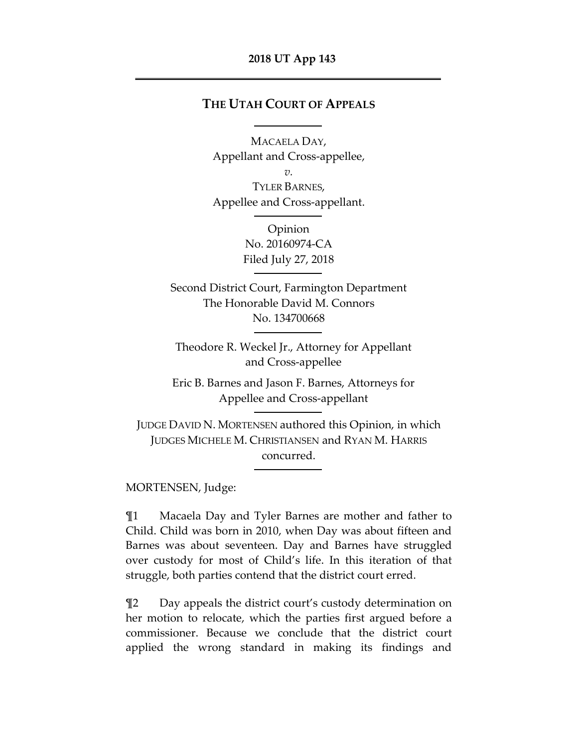**2018 UT App 143**

---

# THE UTAH COURT OF APPEALS

MACAELA DAY,
Appellant and Cross-appellee,
*v.*
TYLER BARNES,
Appellee and Cross-appellant.

Opinion
No. 20160974-CA
Filed July 27, 2018

Second District Court, Farmington Department
The Honorable David M. Connors
No. 134700668

Theodore R. Weckel Jr., Attorney for Appellant and Cross-appellee

Eric B. Barnes and Jason F. Barnes, Attorneys for Appellee and Cross-appellant

JUDGE DAVID N. MORTENSEN authored this Opinion, in which JUDGES MICHELE M. CHRISTIANSEN and RYAN M. HARRIS concurred.

MORTENSEN, Judge:

¶1 Macaela Day and Tyler Barnes are mother and father to Child. Child was born in 2010, when Day was about fifteen and Barnes was about seventeen. Day and Barnes have struggled over custody for most of Child's life. In this iteration of that struggle, both parties contend that the district court erred.

¶2 Day appeals the district court's custody determination on her motion to relocate, which the parties first argued before a commissioner. Because we conclude that the district court applied the wrong standard in making its findings and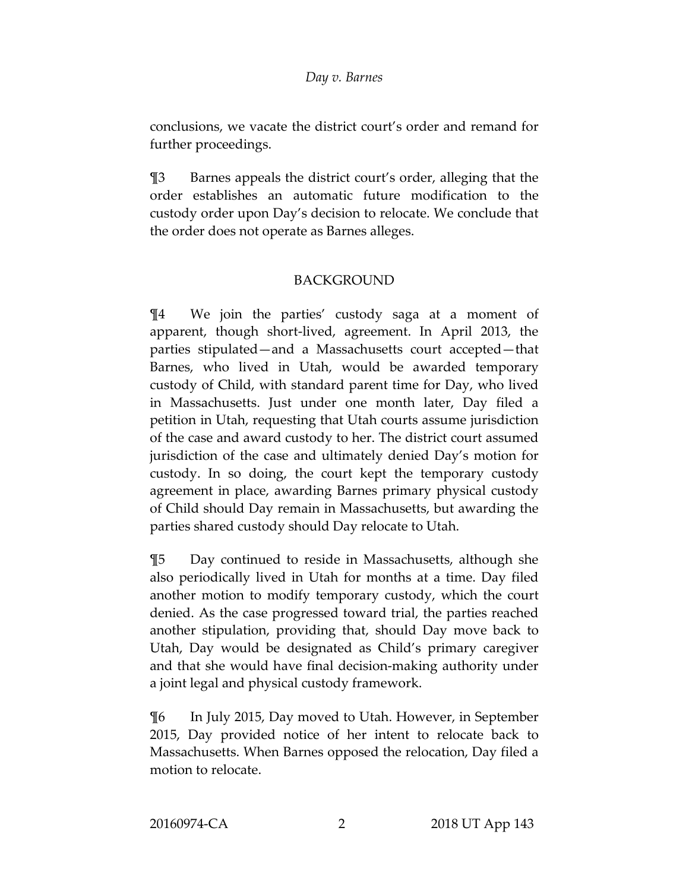conclusions, we vacate the district court's order and remand for further proceedings.

¶3 Barnes appeals the district court's order, alleging that the order establishes an automatic future modification to the custody order upon Day's decision to relocate. We conclude that the order does not operate as Barnes alleges.

## BACKGROUND

¶4 We join the parties' custody saga at a moment of apparent, though short-lived, agreement. In April 2013, the parties stipulated—and a Massachusetts court accepted—that Barnes, who lived in Utah, would be awarded temporary custody of Child, with standard parent time for Day, who lived in Massachusetts. Just under one month later, Day filed a petition in Utah, requesting that Utah courts assume jurisdiction of the case and award custody to her. The district court assumed jurisdiction of the case and ultimately denied Day's motion for custody. In so doing, the court kept the temporary custody agreement in place, awarding Barnes primary physical custody of Child should Day remain in Massachusetts, but awarding the parties shared custody should Day relocate to Utah.

¶5 Day continued to reside in Massachusetts, although she also periodically lived in Utah for months at a time. Day filed another motion to modify temporary custody, which the court denied. As the case progressed toward trial, the parties reached another stipulation, providing that, should Day move back to Utah, Day would be designated as Child's primary caregiver and that she would have final decision-making authority under a joint legal and physical custody framework.

¶6 In July 2015, Day moved to Utah. However, in September 2015, Day provided notice of her intent to relocate back to Massachusetts. When Barnes opposed the relocation, Day filed a motion to relocate.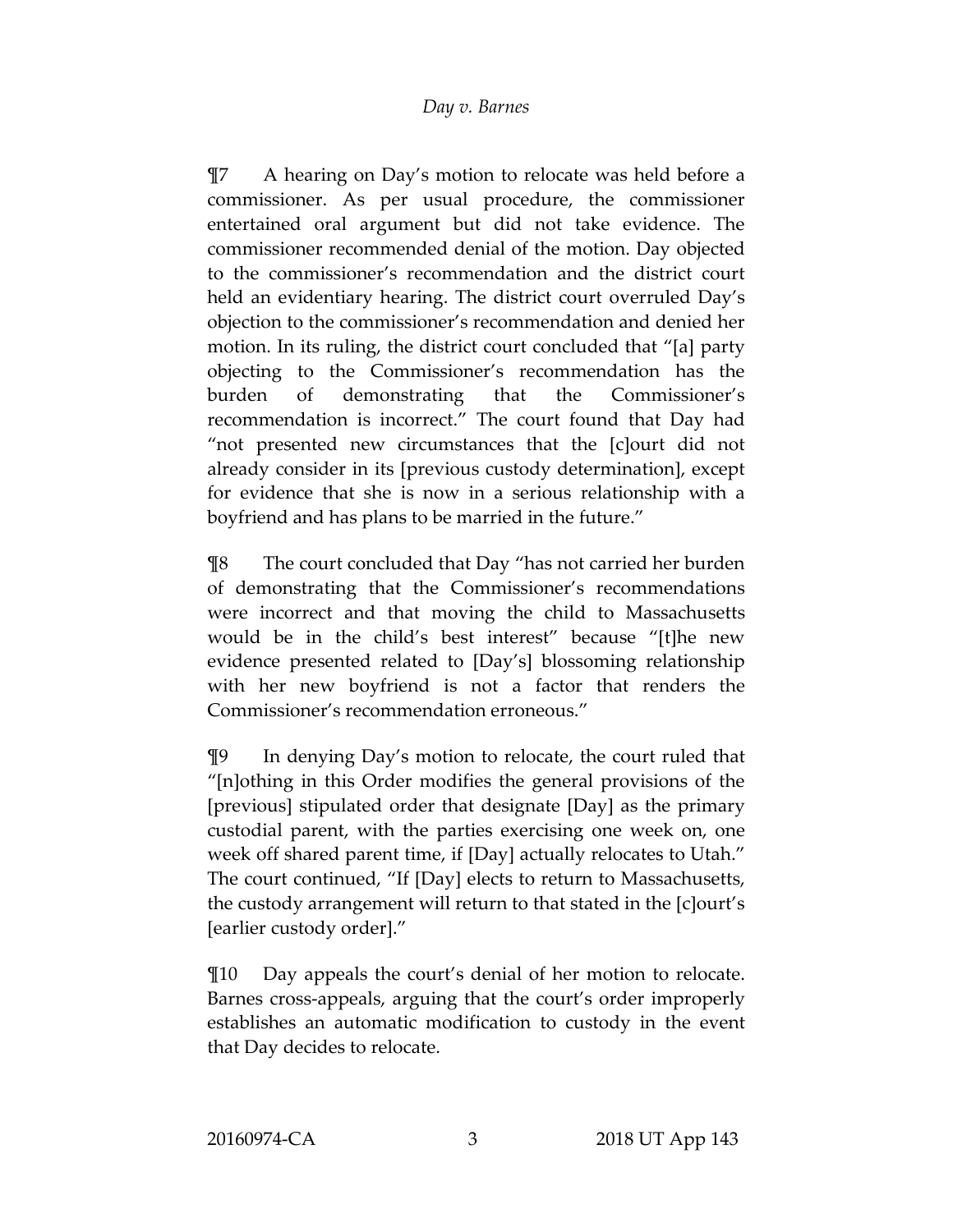¶7 A hearing on Day's motion to relocate was held before a commissioner. As per usual procedure, the commissioner entertained oral argument but did not take evidence. The commissioner recommended denial of the motion. Day objected to the commissioner's recommendation and the district court held an evidentiary hearing. The district court overruled Day's objection to the commissioner's recommendation and denied her motion. In its ruling, the district court concluded that "[a] party objecting to the Commissioner's recommendation has the burden of demonstrating that the Commissioner's recommendation is incorrect." The court found that Day had "not presented new circumstances that the [c]ourt did not already consider in its [previous custody determination], except for evidence that she is now in a serious relationship with a boyfriend and has plans to be married in the future."

¶8 The court concluded that Day "has not carried her burden of demonstrating that the Commissioner's recommendations were incorrect and that moving the child to Massachusetts would be in the child's best interest" because "[t]he new evidence presented related to [Day's] blossoming relationship with her new boyfriend is not a factor that renders the Commissioner's recommendation erroneous."

¶9 In denying Day's motion to relocate, the court ruled that "[n]othing in this Order modifies the general provisions of the [previous] stipulated order that designate [Day] as the primary custodial parent, with the parties exercising one week on, one week off shared parent time, if [Day] actually relocates to Utah." The court continued, "If [Day] elects to return to Massachusetts, the custody arrangement will return to that stated in the [c]ourt's [earlier custody order]."

¶10 Day appeals the court's denial of her motion to relocate. Barnes cross-appeals, arguing that the court's order improperly establishes an automatic modification to custody in the event that Day decides to relocate.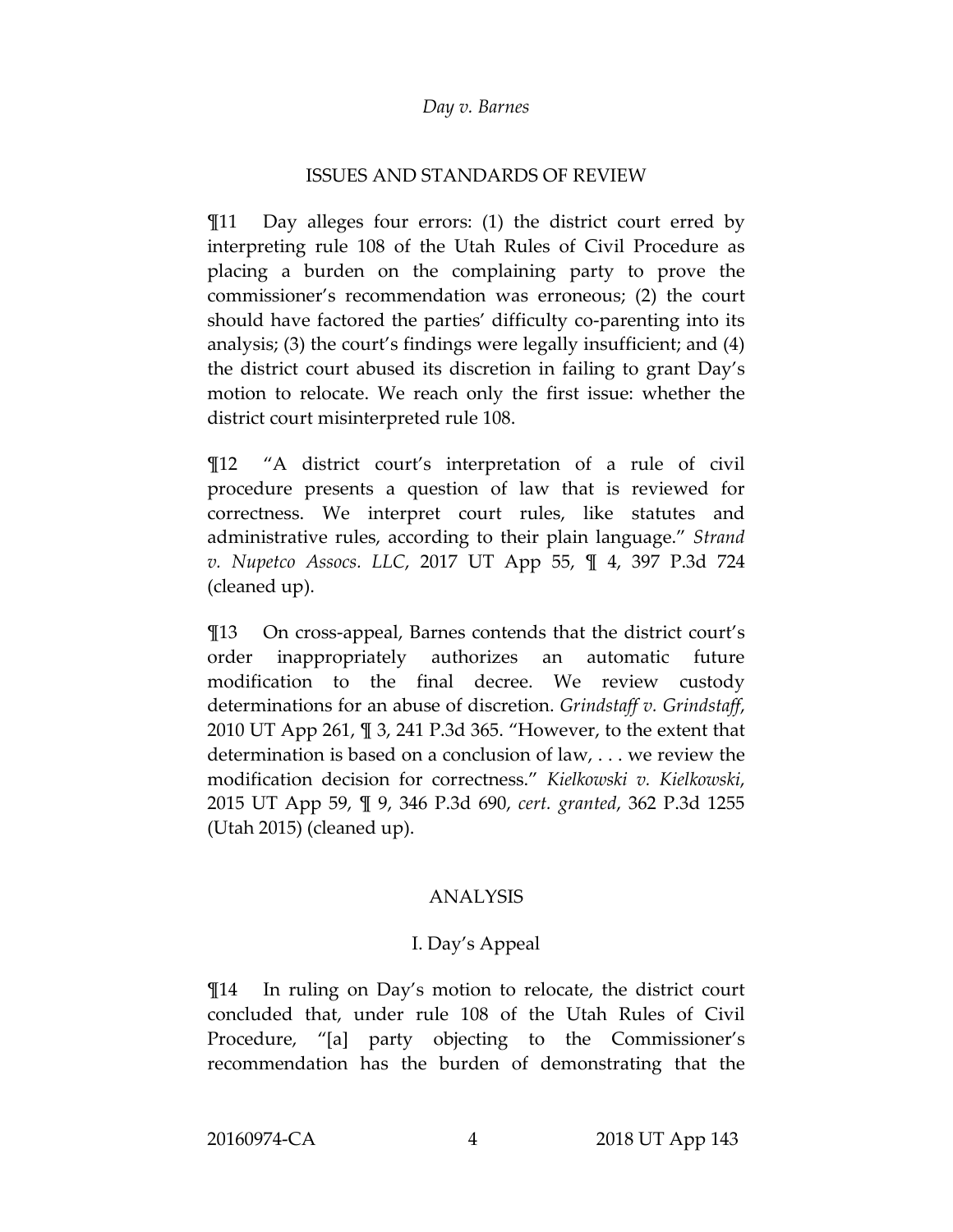## ISSUES AND STANDARDS OF REVIEW

¶11 Day alleges four errors: (1) the district court erred by interpreting rule 108 of the Utah Rules of Civil Procedure as placing a burden on the complaining party to prove the commissioner's recommendation was erroneous; (2) the court should have factored the parties' difficulty co-parenting into its analysis; (3) the court's findings were legally insufficient; and (4) the district court abused its discretion in failing to grant Day's motion to relocate. We reach only the first issue: whether the district court misinterpreted rule 108.

¶12 "A district court's interpretation of a rule of civil procedure presents a question of law that is reviewed for correctness. We interpret court rules, like statutes and administrative rules, according to their plain language." *Strand v. Nupetco Assocs. LLC*, 2017 UT App 55, ¶ 4, 397 P.3d 724 (cleaned up).

¶13 On cross-appeal, Barnes contends that the district court's order inappropriately authorizes an automatic future modification to the final decree. We review custody determinations for an abuse of discretion. *Grindstaff v. Grindstaff*, 2010 UT App 261, ¶ 3, 241 P.3d 365. "However, to the extent that determination is based on a conclusion of law, . . . we review the modification decision for correctness." *Kielkowski v. Kielkowski*, 2015 UT App 59, ¶ 9, 346 P.3d 690, *cert. granted*, 362 P.3d 1255 (Utah 2015) (cleaned up).

## ANALYSIS

### I. Day's Appeal

¶14 In ruling on Day's motion to relocate, the district court concluded that, under rule 108 of the Utah Rules of Civil Procedure, "[a] party objecting to the Commissioner's recommendation has the burden of demonstrating that the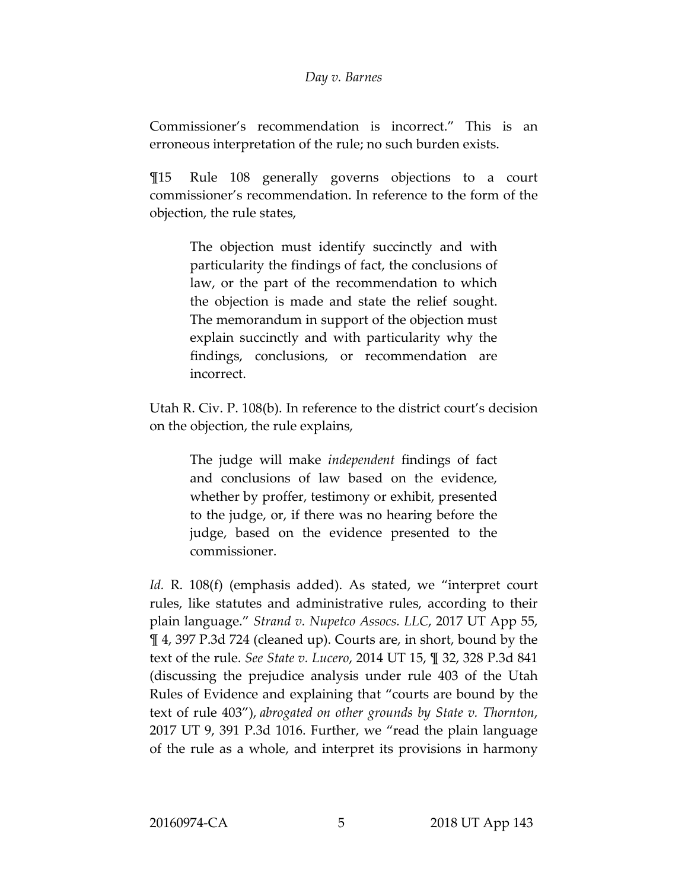Commissioner's recommendation is incorrect." This is an erroneous interpretation of the rule; no such burden exists.

¶15 Rule 108 generally governs objections to a court commissioner's recommendation. In reference to the form of the objection, the rule states,

> The objection must identify succinctly and with particularity the findings of fact, the conclusions of law, or the part of the recommendation to which the objection is made and state the relief sought. The memorandum in support of the objection must explain succinctly and with particularity why the findings, conclusions, or recommendation are incorrect.

Utah R. Civ. P. 108(b). In reference to the district court's decision on the objection, the rule explains,

> The judge will make *independent* findings of fact and conclusions of law based on the evidence, whether by proffer, testimony or exhibit, presented to the judge, or, if there was no hearing before the judge, based on the evidence presented to the commissioner.

*Id.* R. 108(f) (emphasis added). As stated, we "interpret court rules, like statutes and administrative rules, according to their plain language." *Strand v. Nupetco Assocs. LLC*, 2017 UT App 55, ¶ 4, 397 P.3d 724 (cleaned up). Courts are, in short, bound by the text of the rule. *See State v. Lucero*, 2014 UT 15, ¶ 32, 328 P.3d 841 (discussing the prejudice analysis under rule 403 of the Utah Rules of Evidence and explaining that "courts are bound by the text of rule 403"), *abrogated on other grounds by State v. Thornton*, 2017 UT 9, 391 P.3d 1016. Further, we "read the plain language of the rule as a whole, and interpret its provisions in harmony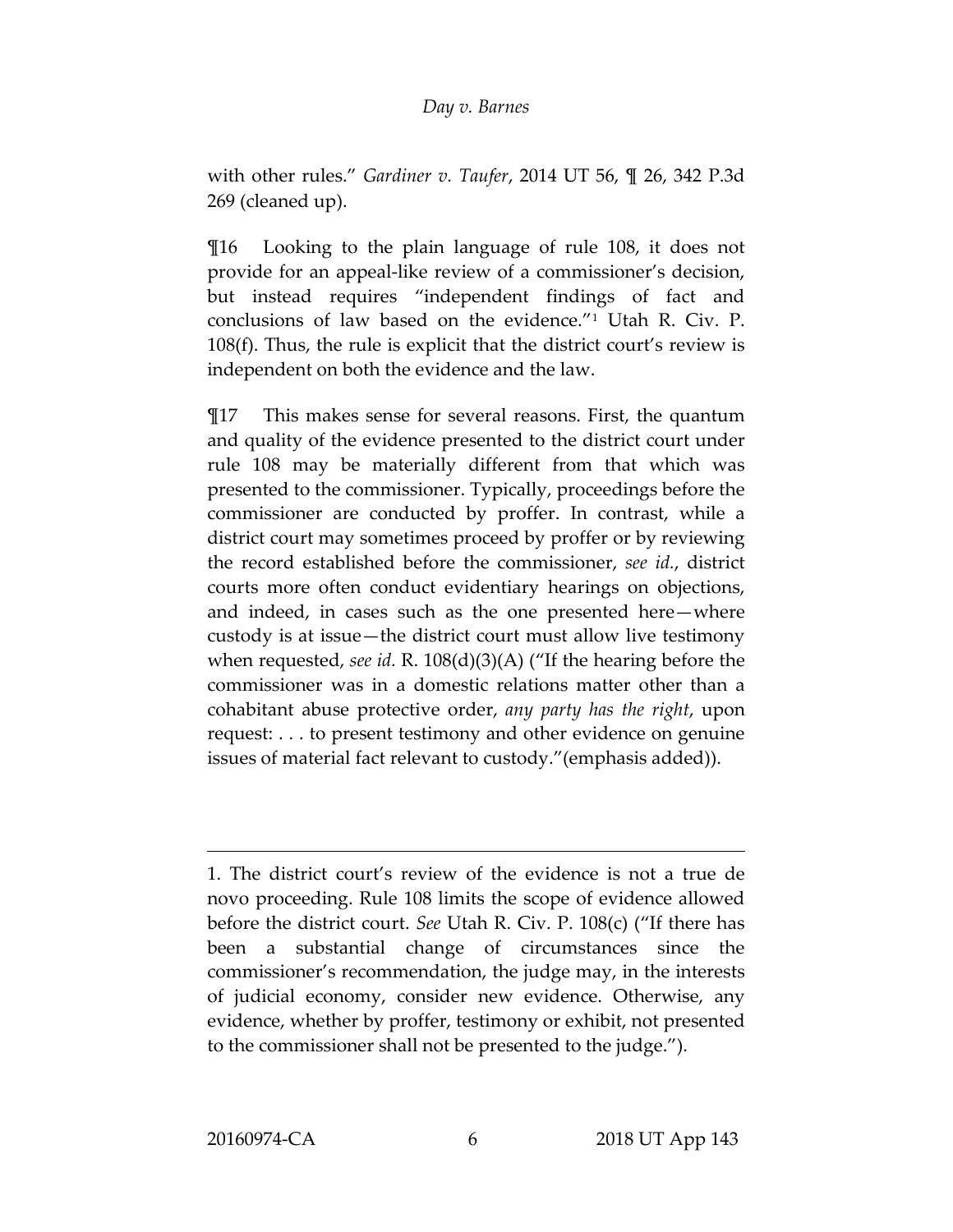with other rules." *Gardiner v. Taufer*, 2014 UT 56, ¶ 26, 342 P.3d 269 (cleaned up).

¶16 Looking to the plain language of rule 108, it does not provide for an appeal-like review of a commissioner's decision, but instead requires "independent findings of fact and conclusions of law based on the evidence."[1] Utah R. Civ. P. 108(f). Thus, the rule is explicit that the district court's review is independent on both the evidence and the law.

¶17 This makes sense for several reasons. First, the quantum and quality of the evidence presented to the district court under rule 108 may be materially different from that which was presented to the commissioner. Typically, proceedings before the commissioner are conducted by proffer. In contrast, while a district court may sometimes proceed by proffer or by reviewing the record established before the commissioner, *see id.*, district courts more often conduct evidentiary hearings on objections, and indeed, in cases such as the one presented here—where custody is at issue—the district court must allow live testimony when requested, *see id.* R. 108(d)(3)(A) ("If the hearing before the commissioner was in a domestic relations matter other than a cohabitant abuse protective order, *any party has the right*, upon request: . . . to present testimony and other evidence on genuine issues of material fact relevant to custody."(emphasis added)).

---

1. The district court's review of the evidence is not a true de novo proceeding. Rule 108 limits the scope of evidence allowed before the district court. *See* Utah R. Civ. P. 108(c) ("If there has been a substantial change of circumstances since the commissioner's recommendation, the judge may, in the interests of judicial economy, consider new evidence. Otherwise, any evidence, whether by proffer, testimony or exhibit, not presented to the commissioner shall not be presented to the judge.").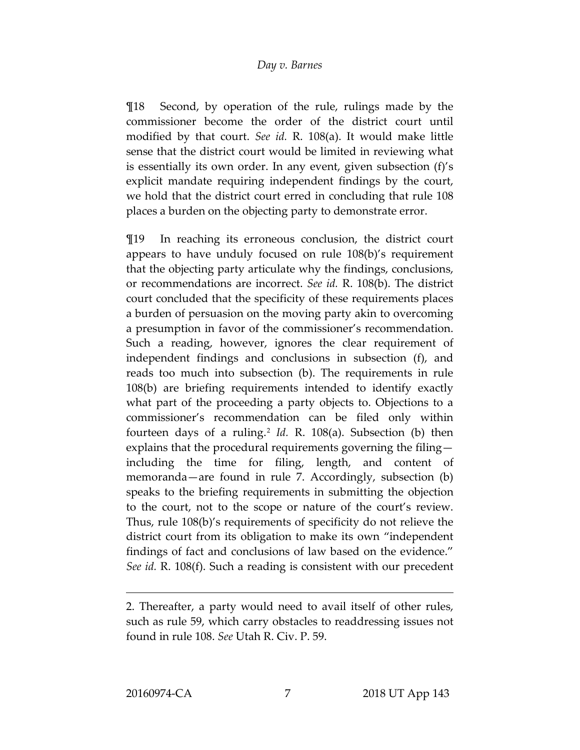¶18 Second, by operation of the rule, rulings made by the commissioner become the order of the district court until modified by that court. *See id.* R. 108(a). It would make little sense that the district court would be limited in reviewing what is essentially its own order. In any event, given subsection (f)'s explicit mandate requiring independent findings by the court, we hold that the district court erred in concluding that rule 108 places a burden on the objecting party to demonstrate error.

¶19 In reaching its erroneous conclusion, the district court appears to have unduly focused on rule 108(b)'s requirement that the objecting party articulate why the findings, conclusions, or recommendations are incorrect. *See id.* R. 108(b). The district court concluded that the specificity of these requirements places a burden of persuasion on the moving party akin to overcoming a presumption in favor of the commissioner's recommendation. Such a reading, however, ignores the clear requirement of independent findings and conclusions in subsection (f), and reads too much into subsection (b). The requirements in rule 108(b) are briefing requirements intended to identify exactly what part of the proceeding a party objects to. Objections to a commissioner's recommendation can be filed only within fourteen days of a ruling.[2] *Id.* R. 108(a). Subsection (b) then explains that the procedural requirements governing the filing—including the time for filing, length, and content of memoranda—are found in rule 7. Accordingly, subsection (b) speaks to the briefing requirements in submitting the objection to the court, not to the scope or nature of the court's review. Thus, rule 108(b)'s requirements of specificity do not relieve the district court from its obligation to make its own "independent findings of fact and conclusions of law based on the evidence." *See id.* R. 108(f). Such a reading is consistent with our precedent

---

2. Thereafter, a party would need to avail itself of other rules, such as rule 59, which carry obstacles to readdressing issues not found in rule 108. *See* Utah R. Civ. P. 59.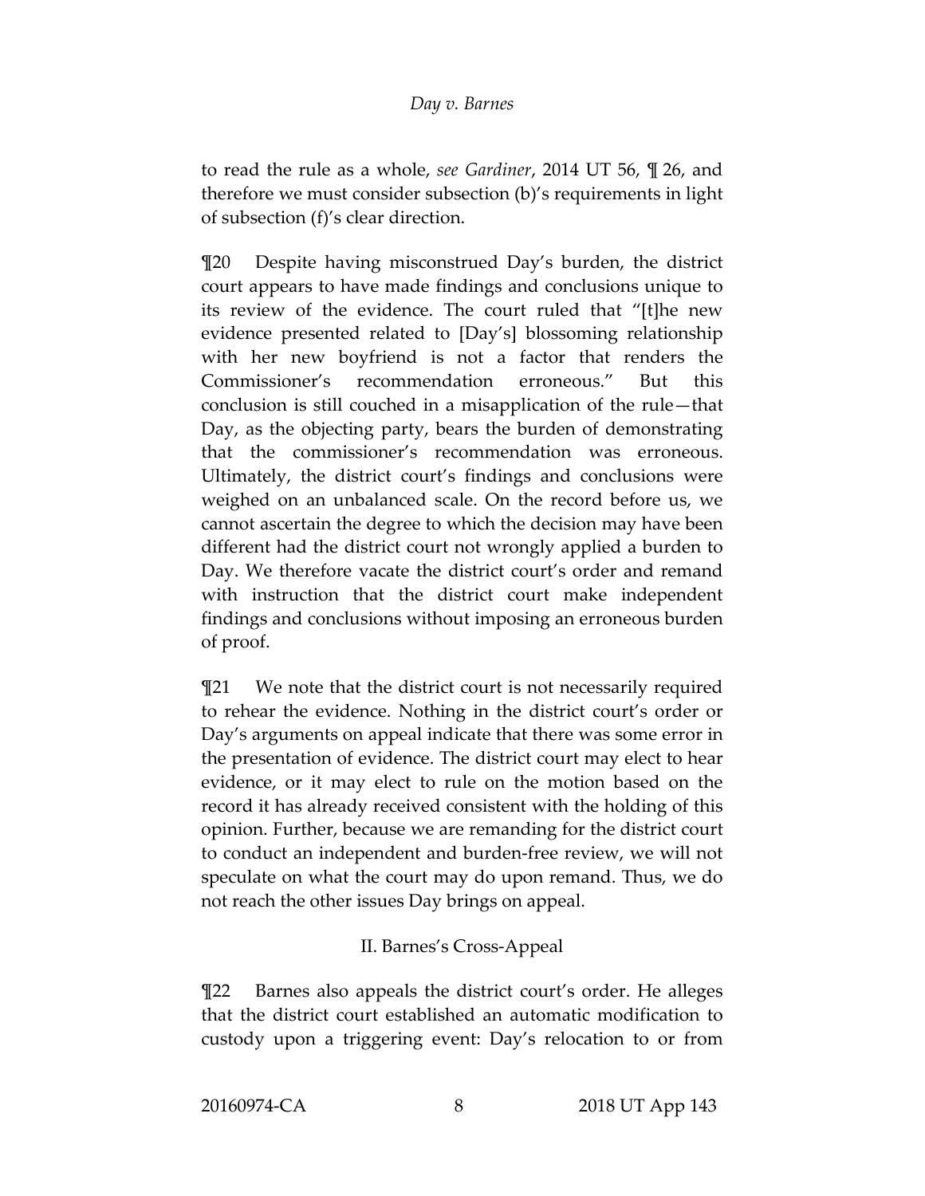to read the rule as a whole, *see Gardiner*, 2014 UT 56, ¶ 26, and therefore we must consider subsection (b)'s requirements in light of subsection (f)'s clear direction.

¶20 Despite having misconstrued Day's burden, the district court appears to have made findings and conclusions unique to its review of the evidence. The court ruled that "[t]he new evidence presented related to [Day's] blossoming relationship with her new boyfriend is not a factor that renders the Commissioner's recommendation erroneous." But this conclusion is still couched in a misapplication of the rule—that Day, as the objecting party, bears the burden of demonstrating that the commissioner's recommendation was erroneous. Ultimately, the district court's findings and conclusions were weighed on an unbalanced scale. On the record before us, we cannot ascertain the degree to which the decision may have been different had the district court not wrongly applied a burden to Day. We therefore vacate the district court's order and remand with instruction that the district court make independent findings and conclusions without imposing an erroneous burden of proof.

¶21 We note that the district court is not necessarily required to rehear the evidence. Nothing in the district court's order or Day's arguments on appeal indicate that there was some error in the presentation of evidence. The district court may elect to hear evidence, or it may elect to rule on the motion based on the record it has already received consistent with the holding of this opinion. Further, because we are remanding for the district court to conduct an independent and burden-free review, we will not speculate on what the court may do upon remand. Thus, we do not reach the other issues Day brings on appeal.

## II. Barnes's Cross-Appeal

¶22 Barnes also appeals the district court's order. He alleges that the district court established an automatic modification to custody upon a triggering event: Day's relocation to or from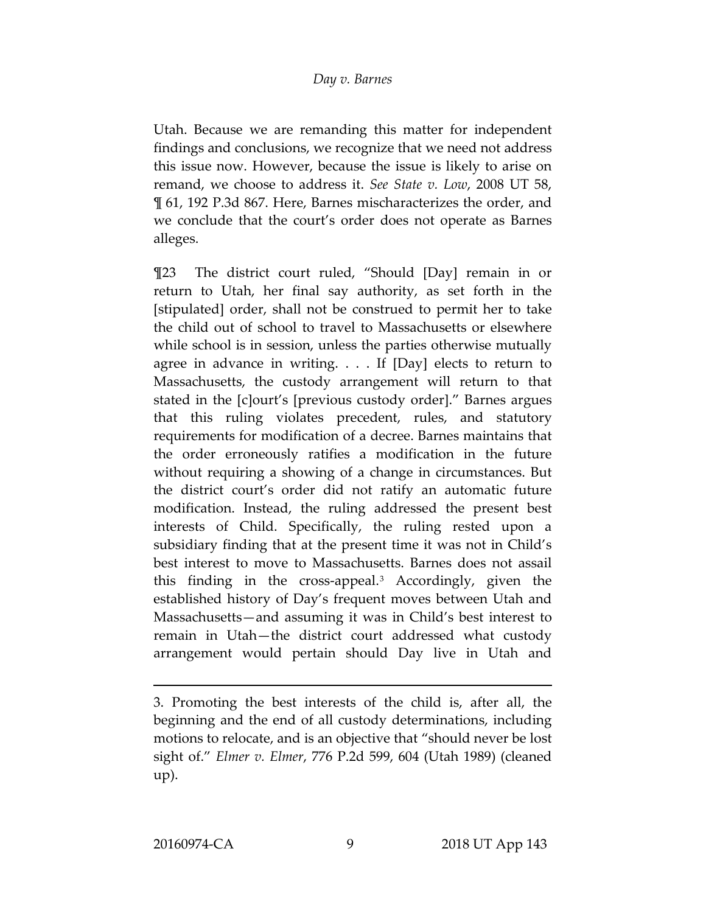Utah. Because we are remanding this matter for independent findings and conclusions, we recognize that we need not address this issue now. However, because the issue is likely to arise on remand, we choose to address it. *See State v. Low*, 2008 UT 58, ¶ 61, 192 P.3d 867. Here, Barnes mischaracterizes the order, and we conclude that the court's order does not operate as Barnes alleges.

¶23 The district court ruled, "Should [Day] remain in or return to Utah, her final say authority, as set forth in the [stipulated] order, shall not be construed to permit her to take the child out of school to travel to Massachusetts or elsewhere while school is in session, unless the parties otherwise mutually agree in advance in writing. . . . If [Day] elects to return to Massachusetts, the custody arrangement will return to that stated in the [c]ourt's [previous custody order]." Barnes argues that this ruling violates precedent, rules, and statutory requirements for modification of a decree. Barnes maintains that the order erroneously ratifies a modification in the future without requiring a showing of a change in circumstances. But the district court's order did not ratify an automatic future modification. Instead, the ruling addressed the present best interests of Child. Specifically, the ruling rested upon a subsidiary finding that at the present time it was not in Child's best interest to move to Massachusetts. Barnes does not assail this finding in the cross-appeal.[3] Accordingly, given the established history of Day's frequent moves between Utah and Massachusetts—and assuming it was in Child's best interest to remain in Utah—the district court addressed what custody arrangement would pertain should Day live in Utah and

3. Promoting the best interests of the child is, after all, the beginning and the end of all custody determinations, including motions to relocate, and is an objective that "should never be lost sight of." *Elmer v. Elmer*, 776 P.2d 599, 604 (Utah 1989) (cleaned up).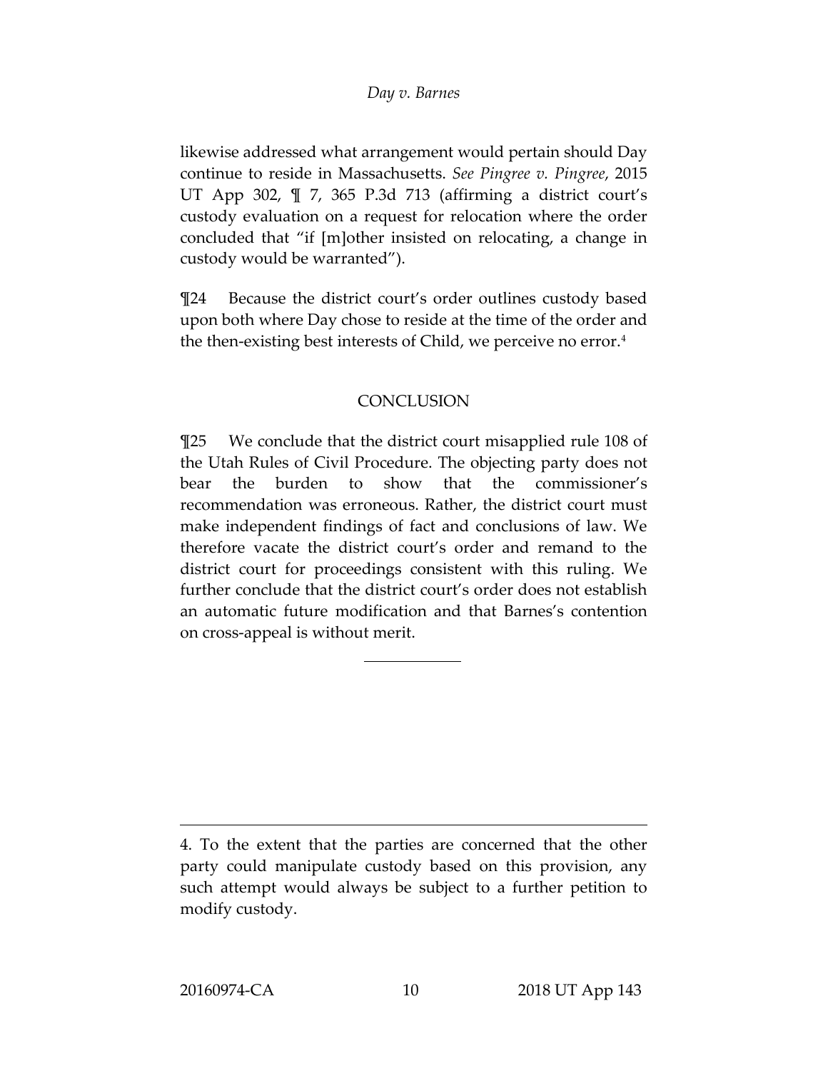likewise addressed what arrangement would pertain should Day continue to reside in Massachusetts. *See Pingree v. Pingree*, 2015 UT App 302, ¶ 7, 365 P.3d 713 (affirming a district court's custody evaluation on a request for relocation where the order concluded that "if [m]other insisted on relocating, a change in custody would be warranted").

¶24 Because the district court's order outlines custody based upon both where Day chose to reside at the time of the order and the then-existing best interests of Child, we perceive no error.[4]

## CONCLUSION

¶25 We conclude that the district court misapplied rule 108 of the Utah Rules of Civil Procedure. The objecting party does not bear the burden to show that the commissioner's recommendation was erroneous. Rather, the district court must make independent findings of fact and conclusions of law. We therefore vacate the district court's order and remand to the district court for proceedings consistent with this ruling. We further conclude that the district court's order does not establish an automatic future modification and that Barnes's contention on cross-appeal is without merit.

---

4. To the extent that the parties are concerned that the other party could manipulate custody based on this provision, any such attempt would always be subject to a further petition to modify custody.